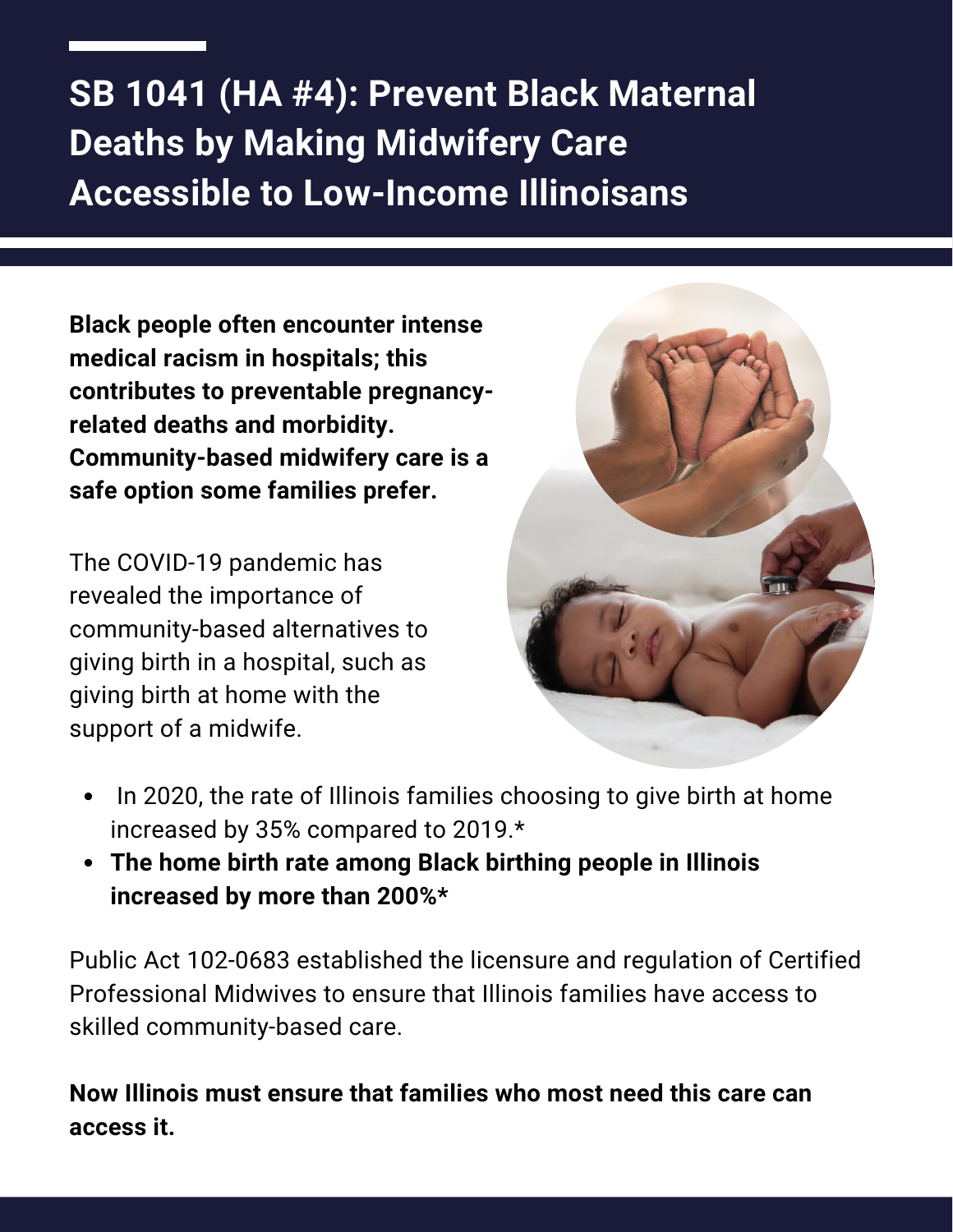# SB 1041 (HA #4): Prevent Black Maternal Deaths by Making Midwifery Care Accessible to Low-Income Illinoisans

**Black people often encounter intense medical racism in hospitals; this contributes to preventable pregnancy-related deaths and morbidity. Community-based midwifery care is a safe option some families prefer.**

The COVID-19 pandemic has revealed the importance of community-based alternatives to giving birth in a hospital, such as giving birth at home with the support of a midwife.

- In 2020, the rate of Illinois families choosing to give birth at home increased by 35% compared to 2019.*
- **The home birth rate among Black birthing people in Illinois increased by more than 200%***

Public Act 102-0683 established the licensure and regulation of Certified Professional Midwives to ensure that Illinois families have access to skilled community-based care.

**Now Illinois must ensure that families who most need this care can access it.**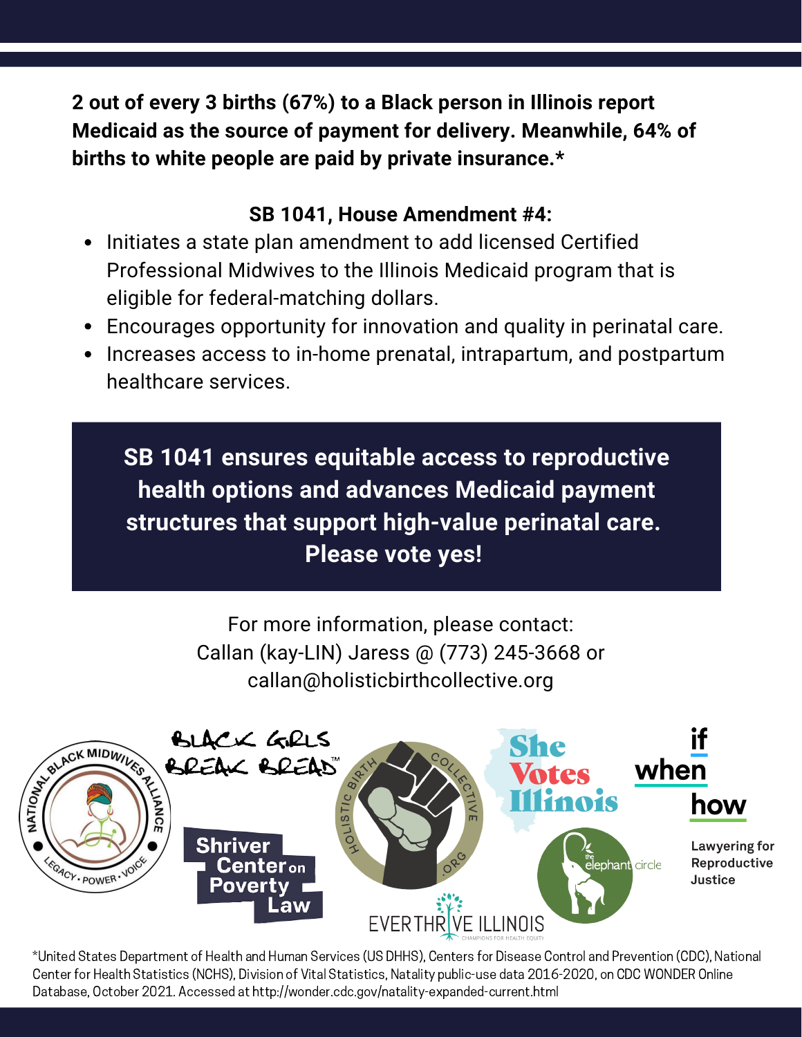**2 out of every 3 births (67%) to a Black person in Illinois report Medicaid as the source of payment for delivery. Meanwhile, 64% of births to white people are paid by private insurance.***

### SB 1041, House Amendment #4:

- Initiates a state plan amendment to add licensed Certified Professional Midwives to the Illinois Medicaid program that is eligible for federal-matching dollars.
- Encourages opportunity for innovation and quality in perinatal care.
- Increases access to in-home prenatal, intrapartum, and postpartum healthcare services.

**SB 1041 ensures equitable access to reproductive health options and advances Medicaid payment structures that support high-value perinatal care. Please vote yes!**

For more information, please contact:
Callan (kay-LIN) Jaress @ (773) 245-3668 or
callan@holisticbirthcollective.org

National Black Midwives Alliance — Legacy • Power • Voice
Black Girls Break Bread™
Shriver Center on Poverty Law
Holistic Birth Collective .org
EverThrive Illinois — Champions for Health Equity
She Votes Illinois
the elephant circle
if when how — Lawyering for Reproductive Justice

*United States Department of Health and Human Services (US DHHS), Centers for Disease Control and Prevention (CDC), National Center for Health Statistics (NCHS), Division of Vital Statistics, Natality public-use data 2016-2020, on CDC WONDER Online Database, October 2021. Accessed at http://wonder.cdc.gov/natality-expanded-current.html